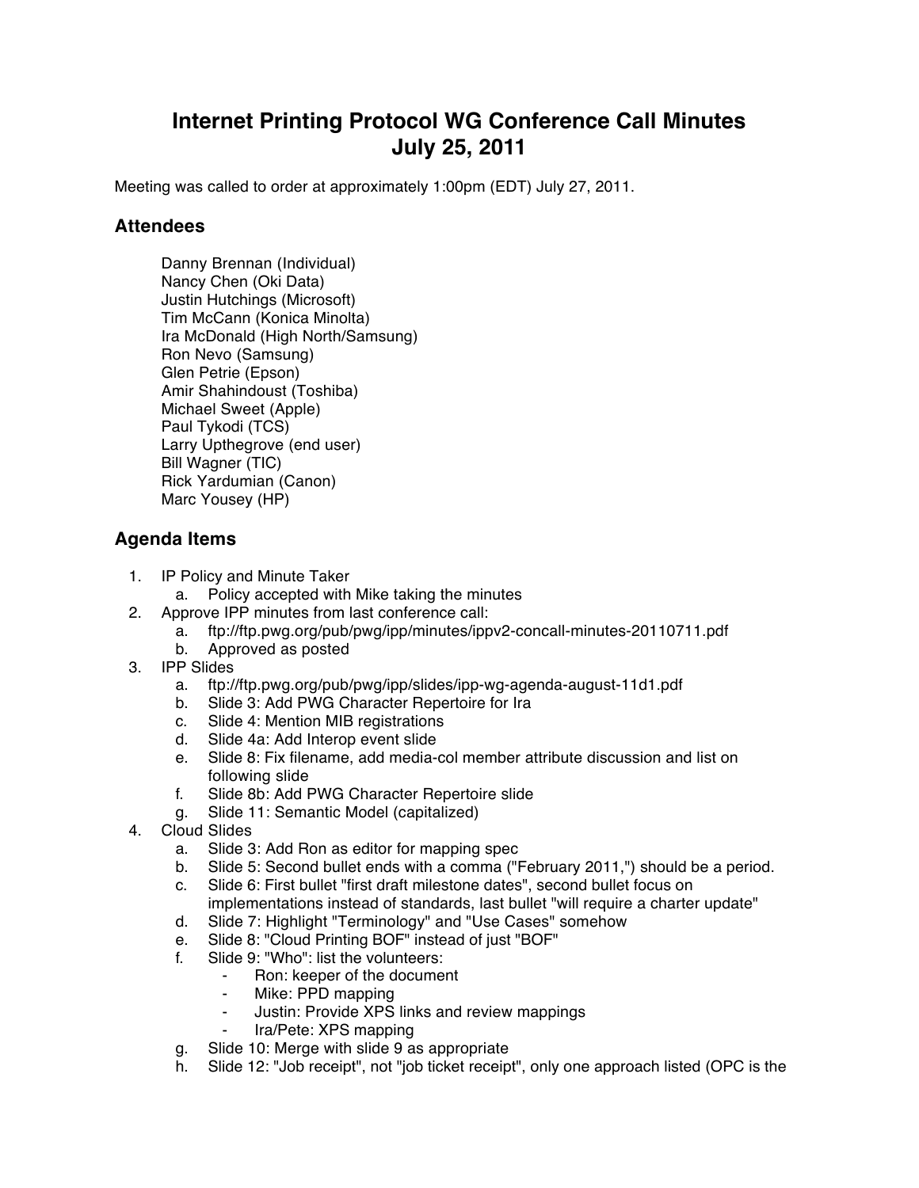# Internet Printing Protocol WG Conference Call Minutes
# July 25, 2011

Meeting was called to order at approximately 1:00pm (EDT) July 27, 2011.

## Attendees

Danny Brennan (Individual)
Nancy Chen (Oki Data)
Justin Hutchings (Microsoft)
Tim McCann (Konica Minolta)
Ira McDonald (High North/Samsung)
Ron Nevo (Samsung)
Glen Petrie (Epson)
Amir Shahindoust (Toshiba)
Michael Sweet (Apple)
Paul Tykodi (TCS)
Larry Upthegrove (end user)
Bill Wagner (TIC)
Rick Yardumian (Canon)
Marc Yousey (HP)

## Agenda Items

1. IP Policy and Minute Taker
   a. Policy accepted with Mike taking the minutes
2. Approve IPP minutes from last conference call:
   a. ftp://ftp.pwg.org/pub/pwg/ipp/minutes/ippv2-concall-minutes-20110711.pdf
   b. Approved as posted
3. IPP Slides
   a. ftp://ftp.pwg.org/pub/pwg/ipp/slides/ipp-wg-agenda-august-11d1.pdf
   b. Slide 3: Add PWG Character Repertoire for Ira
   c. Slide 4: Mention MIB registrations
   d. Slide 4a: Add Interop event slide
   e. Slide 8: Fix filename, add media-col member attribute discussion and list on following slide
   f. Slide 8b: Add PWG Character Repertoire slide
   g. Slide 11: Semantic Model (capitalized)
4. Cloud Slides
   a. Slide 3: Add Ron as editor for mapping spec
   b. Slide 5: Second bullet ends with a comma ("February 2011,") should be a period.
   c. Slide 6: First bullet "first draft milestone dates", second bullet focus on implementations instead of standards, last bullet "will require a charter update"
   d. Slide 7: Highlight "Terminology" and "Use Cases" somehow
   e. Slide 8: "Cloud Printing BOF" instead of just "BOF"
   f. Slide 9: "Who": list the volunteers:
      - Ron: keeper of the document
      - Mike: PPD mapping
      - Justin: Provide XPS links and review mappings
      - Ira/Pete: XPS mapping
   g. Slide 10: Merge with slide 9 as appropriate
   h. Slide 12: "Job receipt", not "job ticket receipt", only one approach listed (OPC is the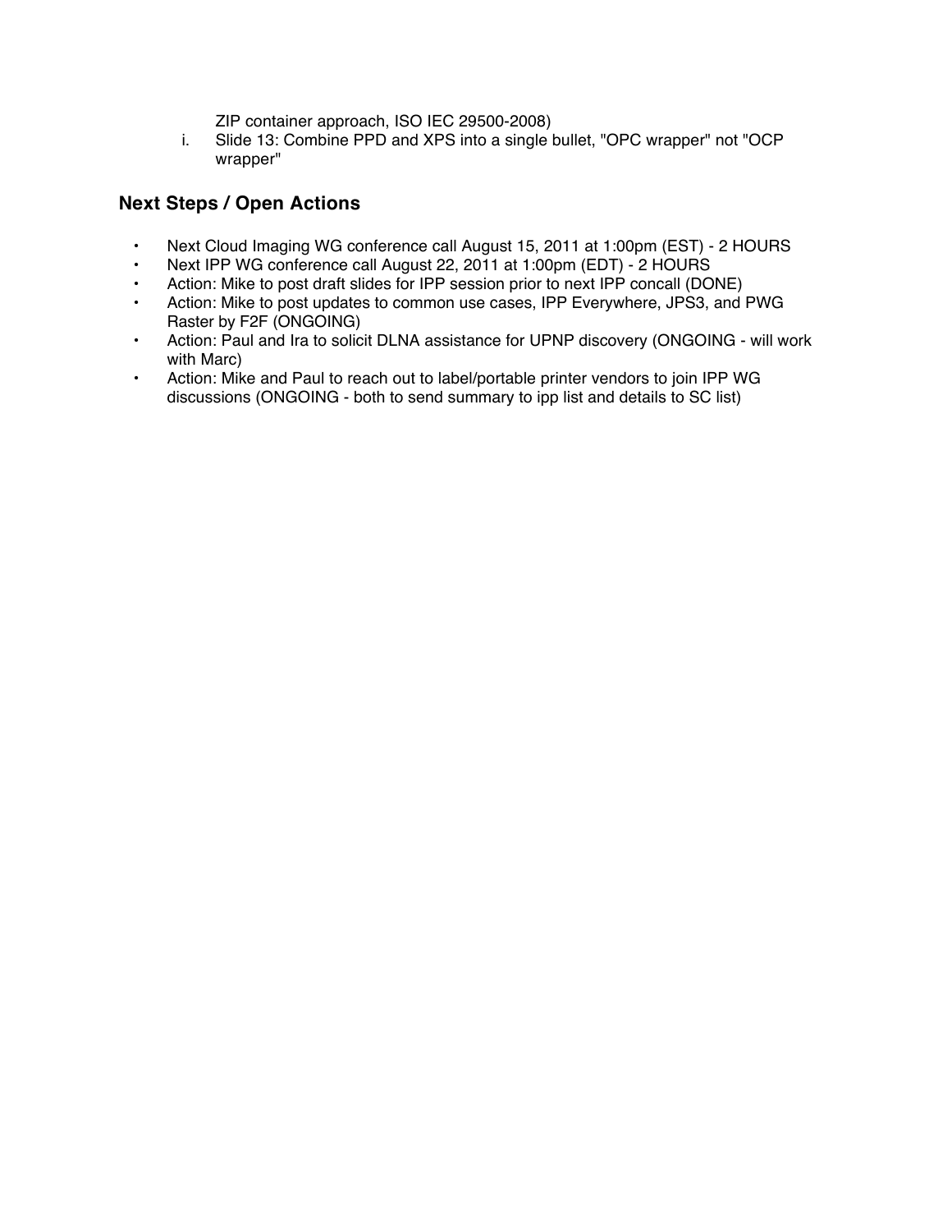ZIP container approach, ISO IEC 29500-2008)

i. Slide 13: Combine PPD and XPS into a single bullet, "OPC wrapper" not "OCP wrapper"

## Next Steps / Open Actions

- Next Cloud Imaging WG conference call August 15, 2011 at 1:00pm (EST) - 2 HOURS
- Next IPP WG conference call August 22, 2011 at 1:00pm (EDT) - 2 HOURS
- Action: Mike to post draft slides for IPP session prior to next IPP concall (DONE)
- Action: Mike to post updates to common use cases, IPP Everywhere, JPS3, and PWG Raster by F2F (ONGOING)
- Action: Paul and Ira to solicit DLNA assistance for UPNP discovery (ONGOING - will work with Marc)
- Action: Mike and Paul to reach out to label/portable printer vendors to join IPP WG discussions (ONGOING - both to send summary to ipp list and details to SC list)